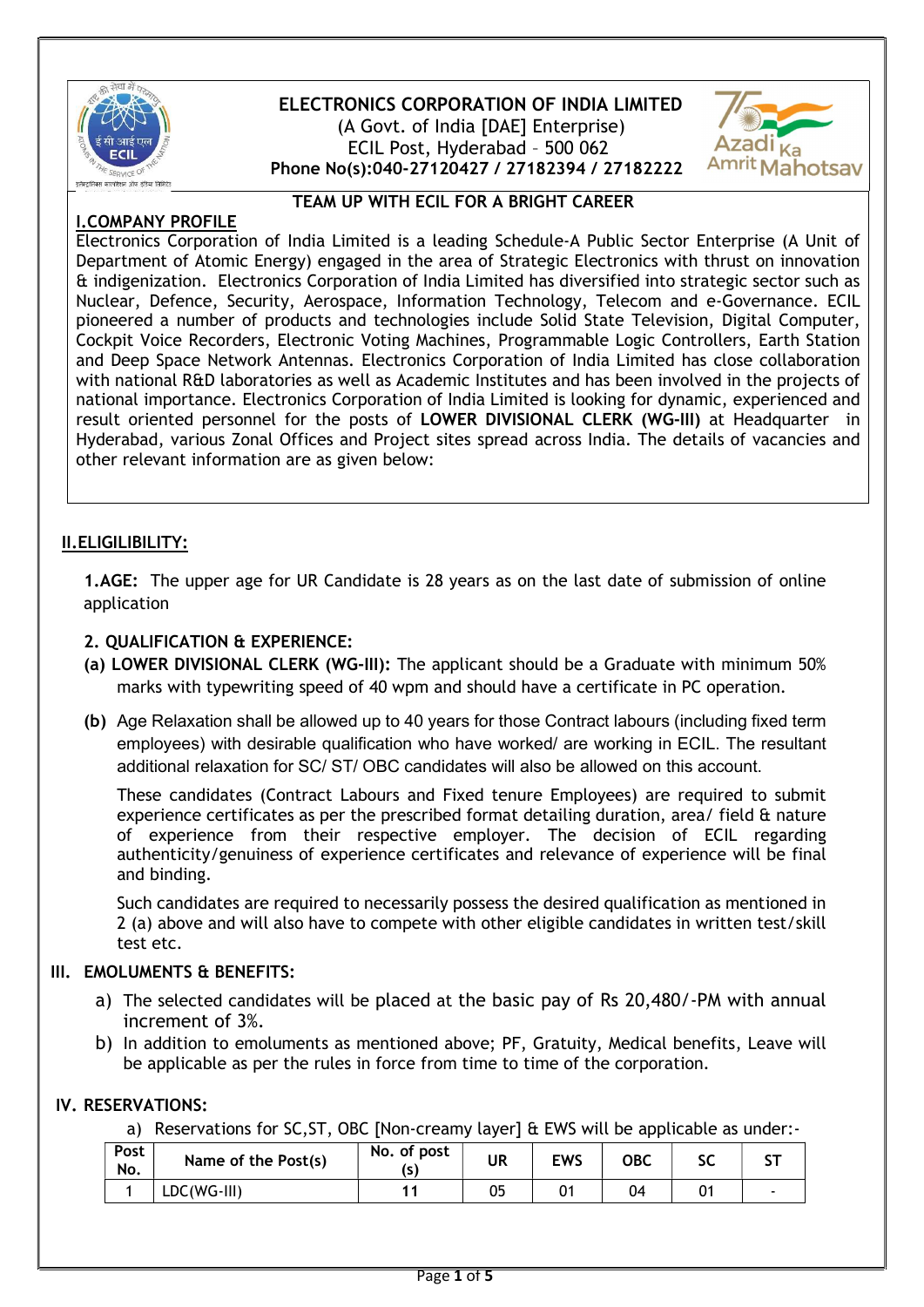# ELECTRONICS CORPORATION OF INDIA LIMITED

(A Govt. of India [DAE] Enterprise)
ECIL Post, Hyderabad – 500 062
**Phone No(s):040-27120427 / 27182394 / 27182222**

**TEAM UP WITH ECIL FOR A BRIGHT CAREER**

## I.COMPANY PROFILE

Electronics Corporation of India Limited is a leading Schedule-A Public Sector Enterprise (A Unit of Department of Atomic Energy) engaged in the area of Strategic Electronics with thrust on innovation & indigenization. Electronics Corporation of India Limited has diversified into strategic sector such as Nuclear, Defence, Security, Aerospace, Information Technology, Telecom and e-Governance. ECIL pioneered a number of products and technologies include Solid State Television, Digital Computer, Cockpit Voice Recorders, Electronic Voting Machines, Programmable Logic Controllers, Earth Station and Deep Space Network Antennas. Electronics Corporation of India Limited has close collaboration with national R&D laboratories as well as Academic Institutes and has been involved in the projects of national importance. Electronics Corporation of India Limited is looking for dynamic, experienced and result oriented personnel for the posts of **LOWER DIVISIONAL CLERK (WG-III)** at Headquarter in Hyderabad, various Zonal Offices and Project sites spread across India. The details of vacancies and other relevant information are as given below:

## II.ELIGILIBILITY:

**1.AGE:** The upper age for UR Candidate is 28 years as on the last date of submission of online application

**2. QUALIFICATION & EXPERIENCE:**

**(a) LOWER DIVISIONAL CLERK (WG-III):** The applicant should be a Graduate with minimum 50% marks with typewriting speed of 40 wpm and should have a certificate in PC operation.

**(b)** Age Relaxation shall be allowed up to 40 years for those Contract labours (including fixed term employees) with desirable qualification who have worked/ are working in ECIL. The resultant additional relaxation for SC/ ST/ OBC candidates will also be allowed on this account.

These candidates (Contract Labours and Fixed tenure Employees) are required to submit experience certificates as per the prescribed format detailing duration, area/ field & nature of experience from their respective employer. The decision of ECIL regarding authenticity/genuiness of experience certificates and relevance of experience will be final and binding.

Such candidates are required to necessarily possess the desired qualification as mentioned in 2 (a) above and will also have to compete with other eligible candidates in written test/skill test etc.

## III. EMOLUMENTS & BENEFITS:

a) The selected candidates will be placed at the basic pay of Rs 20,480/-PM with annual increment of 3%.

b) In addition to emoluments as mentioned above; PF, Gratuity, Medical benefits, Leave will be applicable as per the rules in force from time to time of the corporation.

## IV. RESERVATIONS:

a) Reservations for SC,ST, OBC [Non-creamy layer] & EWS will be applicable as under:-

| Post No. | Name of the Post(s) | No. of post (s) | UR | EWS | OBC | SC | ST |
|---|---|---|---|---|---|---|---|
| 1 | LDC(WG-III) | **11** | 05 | 01 | 04 | 01 | - |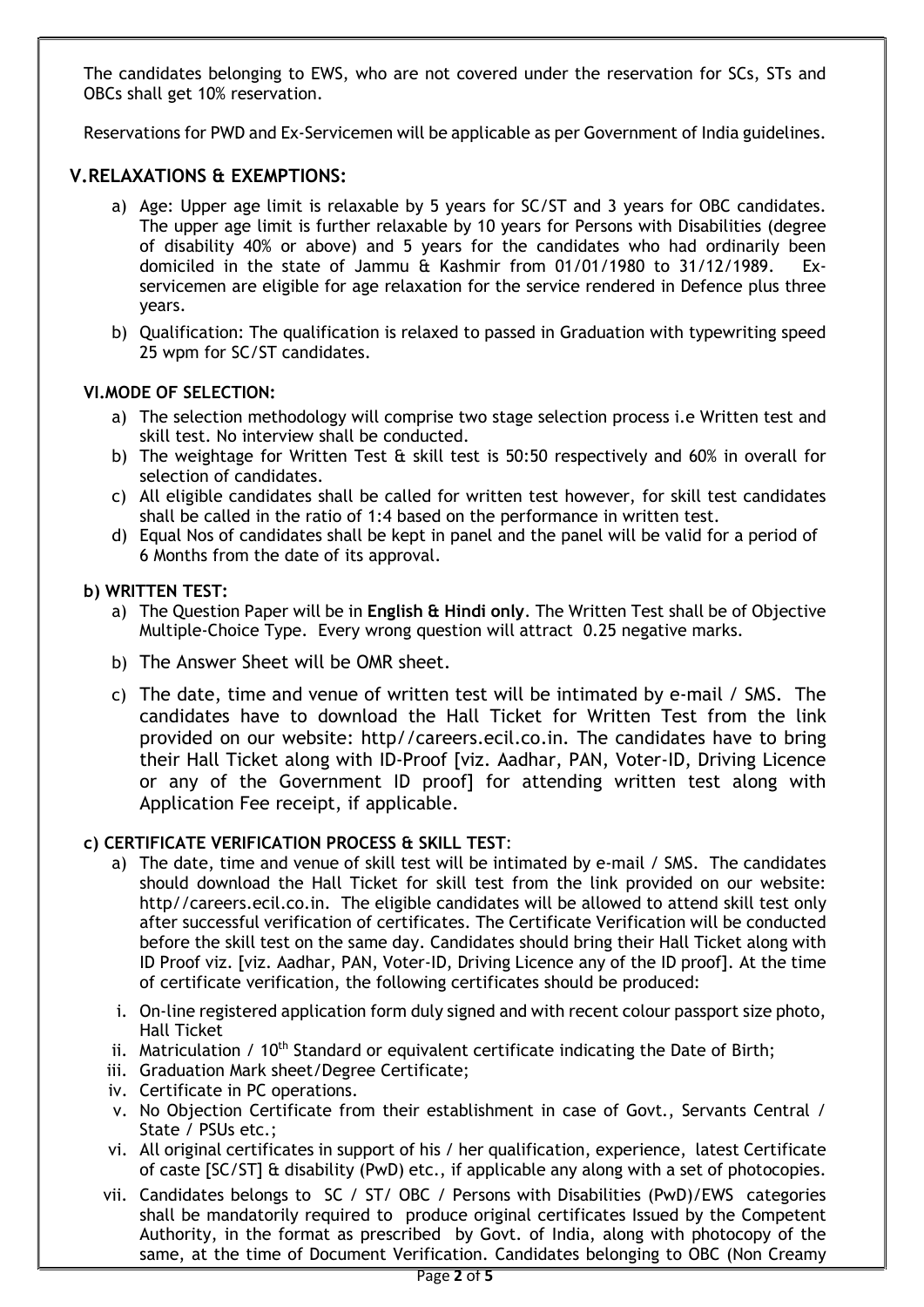The candidates belonging to EWS, who are not covered under the reservation for SCs, STs and OBCs shall get 10% reservation.

Reservations for PWD and Ex-Servicemen will be applicable as per Government of India guidelines.

## V. RELAXATIONS & EXEMPTIONS:

a) Age: Upper age limit is relaxable by 5 years for SC/ST and 3 years for OBC candidates. The upper age limit is further relaxable by 10 years for Persons with Disabilities (degree of disability 40% or above) and 5 years for the candidates who had ordinarily been domiciled in the state of Jammu & Kashmir from 01/01/1980 to 31/12/1989. Ex-servicemen are eligible for age relaxation for the service rendered in Defence plus three years.

b) Qualification: The qualification is relaxed to passed in Graduation with typewriting speed 25 wpm for SC/ST candidates.

### VI. MODE OF SELECTION:

a) The selection methodology will comprise two stage selection process i.e Written test and skill test. No interview shall be conducted.

b) The weightage for Written Test & skill test is 50:50 respectively and 60% in overall for selection of candidates.

c) All eligible candidates shall be called for written test however, for skill test candidates shall be called in the ratio of 1:4 based on the performance in written test.

d) Equal Nos of candidates shall be kept in panel and the panel will be valid for a period of 6 Months from the date of its approval.

### b) WRITTEN TEST:

a) The Question Paper will be in **English & Hindi only**. The Written Test shall be of Objective Multiple-Choice Type. Every wrong question will attract 0.25 negative marks.

b) The Answer Sheet will be OMR sheet.

c) The date, time and venue of written test will be intimated by e-mail / SMS. The candidates have to download the Hall Ticket for Written Test from the link provided on our website: http//careers.ecil.co.in. The candidates have to bring their Hall Ticket along with ID-Proof [viz. Aadhar, PAN, Voter-ID, Driving Licence or any of the Government ID proof] for attending written test along with Application Fee receipt, if applicable.

### c) CERTIFICATE VERIFICATION PROCESS & SKILL TEST:

a) The date, time and venue of skill test will be intimated by e-mail / SMS. The candidates should download the Hall Ticket for skill test from the link provided on our website: http//careers.ecil.co.in. The eligible candidates will be allowed to attend skill test only after successful verification of certificates. The Certificate Verification will be conducted before the skill test on the same day. Candidates should bring their Hall Ticket along with ID Proof viz. [viz. Aadhar, PAN, Voter-ID, Driving Licence any of the ID proof]. At the time of certificate verification, the following certificates should be produced:

i. On-line registered application form duly signed and with recent colour passport size photo, Hall Ticket
ii. Matriculation / 10th Standard or equivalent certificate indicating the Date of Birth;
iii. Graduation Mark sheet/Degree Certificate;
iv. Certificate in PC operations.
v. No Objection Certificate from their establishment in case of Govt., Servants Central / State / PSUs etc.;
vi. All original certificates in support of his / her qualification, experience, latest Certificate of caste [SC/ST] & disability (PwD) etc., if applicable any along with a set of photocopies.
vii. Candidates belongs to SC / ST/ OBC / Persons with Disabilities (PwD)/EWS categories shall be mandatorily required to produce original certificates Issued by the Competent Authority, in the format as prescribed by Govt. of India, along with photocopy of the same, at the time of Document Verification. Candidates belonging to OBC (Non Creamy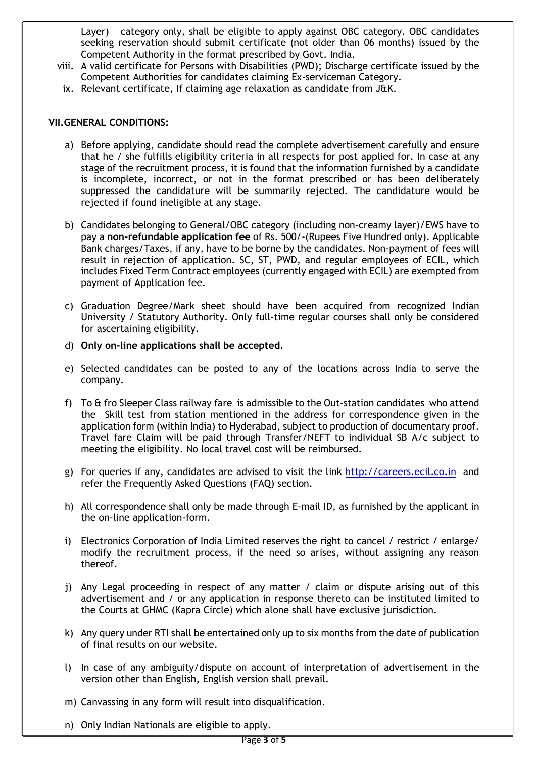Layer) category only, shall be eligible to apply against OBC category. OBC candidates seeking reservation should submit certificate (not older than 06 months) issued by the Competent Authority in the format prescribed by Govt. India.

viii. A valid certificate for Persons with Disabilities (PWD); Discharge certificate issued by the Competent Authorities for candidates claiming Ex-serviceman Category.

ix. Relevant certificate, If claiming age relaxation as candidate from J&K.

## VII. GENERAL CONDITIONS:

a) Before applying, candidate should read the complete advertisement carefully and ensure that he / she fulfills eligibility criteria in all respects for post applied for. In case at any stage of the recruitment process, it is found that the information furnished by a candidate is incomplete, incorrect, or not in the format prescribed or has been deliberately suppressed the candidature will be summarily rejected. The candidature would be rejected if found ineligible at any stage.

b) Candidates belonging to General/OBC category (including non-creamy layer)/EWS have to pay a **non-refundable application fee** of Rs. 500/-(Rupees Five Hundred only). Applicable Bank charges/Taxes, if any, have to be borne by the candidates. Non-payment of fees will result in rejection of application. SC, ST, PWD, and regular employees of ECIL, which includes Fixed Term Contract employees (currently engaged with ECIL) are exempted from payment of Application fee.

c) Graduation Degree/Mark sheet should have been acquired from recognized Indian University / Statutory Authority. Only full-time regular courses shall only be considered for ascertaining eligibility.

d) **Only on-line applications shall be accepted.**

e) Selected candidates can be posted to any of the locations across India to serve the company.

f) To & fro Sleeper Class railway fare is admissible to the Out-station candidates who attend the Skill test from station mentioned in the address for correspondence given in the application form (within India) to Hyderabad, subject to production of documentary proof. Travel fare Claim will be paid through Transfer/NEFT to individual SB A/c subject to meeting the eligibility. No local travel cost will be reimbursed.

g) For queries if any, candidates are advised to visit the link http://careers.ecil.co.in and refer the Frequently Asked Questions (FAQ) section.

h) All correspondence shall only be made through E-mail ID, as furnished by the applicant in the on-line application-form.

i) Electronics Corporation of India Limited reserves the right to cancel / restrict / enlarge/ modify the recruitment process, if the need so arises, without assigning any reason thereof.

j) Any Legal proceeding in respect of any matter / claim or dispute arising out of this advertisement and / or any application in response thereto can be instituted limited to the Courts at GHMC (Kapra Circle) which alone shall have exclusive jurisdiction.

k) Any query under RTI shall be entertained only up to six months from the date of publication of final results on our website.

l) In case of any ambiguity/dispute on account of interpretation of advertisement in the version other than English, English version shall prevail.

m) Canvassing in any form will result into disqualification.

n) Only Indian Nationals are eligible to apply.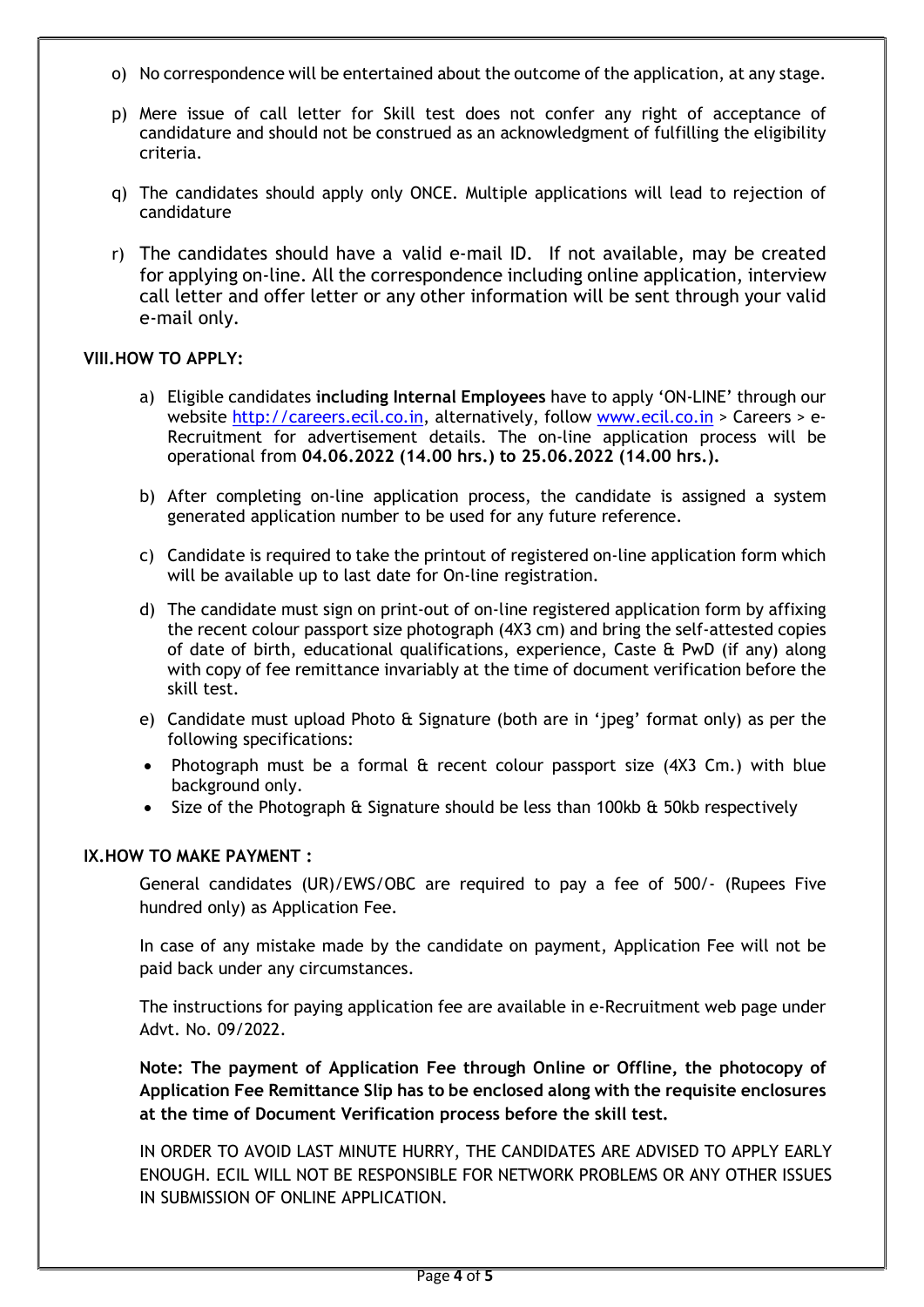o) No correspondence will be entertained about the outcome of the application, at any stage.

p) Mere issue of call letter for Skill test does not confer any right of acceptance of candidature and should not be construed as an acknowledgment of fulfilling the eligibility criteria.

q) The candidates should apply only ONCE. Multiple applications will lead to rejection of candidature

r) The candidates should have a valid e-mail ID. If not available, may be created for applying on-line. All the correspondence including online application, interview call letter and offer letter or any other information will be sent through your valid e-mail only.

## VIII. HOW TO APPLY:

a) Eligible candidates **including Internal Employees** have to apply 'ON-LINE' through our website http://careers.ecil.co.in, alternatively, follow www.ecil.co.in > Careers > e-Recruitment for advertisement details. The on-line application process will be operational from **04.06.2022 (14.00 hrs.) to 25.06.2022 (14.00 hrs.).**

b) After completing on-line application process, the candidate is assigned a system generated application number to be used for any future reference.

c) Candidate is required to take the printout of registered on-line application form which will be available up to last date for On-line registration.

d) The candidate must sign on print-out of on-line registered application form by affixing the recent colour passport size photograph (4X3 cm) and bring the self-attested copies of date of birth, educational qualifications, experience, Caste & PwD (if any) along with copy of fee remittance invariably at the time of document verification before the skill test.

e) Candidate must upload Photo & Signature (both are in 'jpeg' format only) as per the following specifications:

- Photograph must be a formal & recent colour passport size (4X3 Cm.) with blue background only.
- Size of the Photograph & Signature should be less than 100kb & 50kb respectively

## IX. HOW TO MAKE PAYMENT :

General candidates (UR)/EWS/OBC are required to pay a fee of 500/- (Rupees Five hundred only) as Application Fee.

In case of any mistake made by the candidate on payment, Application Fee will not be paid back under any circumstances.

The instructions for paying application fee are available in e-Recruitment web page under Advt. No. 09/2022.

**Note: The payment of Application Fee through Online or Offline, the photocopy of Application Fee Remittance Slip has to be enclosed along with the requisite enclosures at the time of Document Verification process before the skill test.**

IN ORDER TO AVOID LAST MINUTE HURRY, THE CANDIDATES ARE ADVISED TO APPLY EARLY ENOUGH. ECIL WILL NOT BE RESPONSIBLE FOR NETWORK PROBLEMS OR ANY OTHER ISSUES IN SUBMISSION OF ONLINE APPLICATION.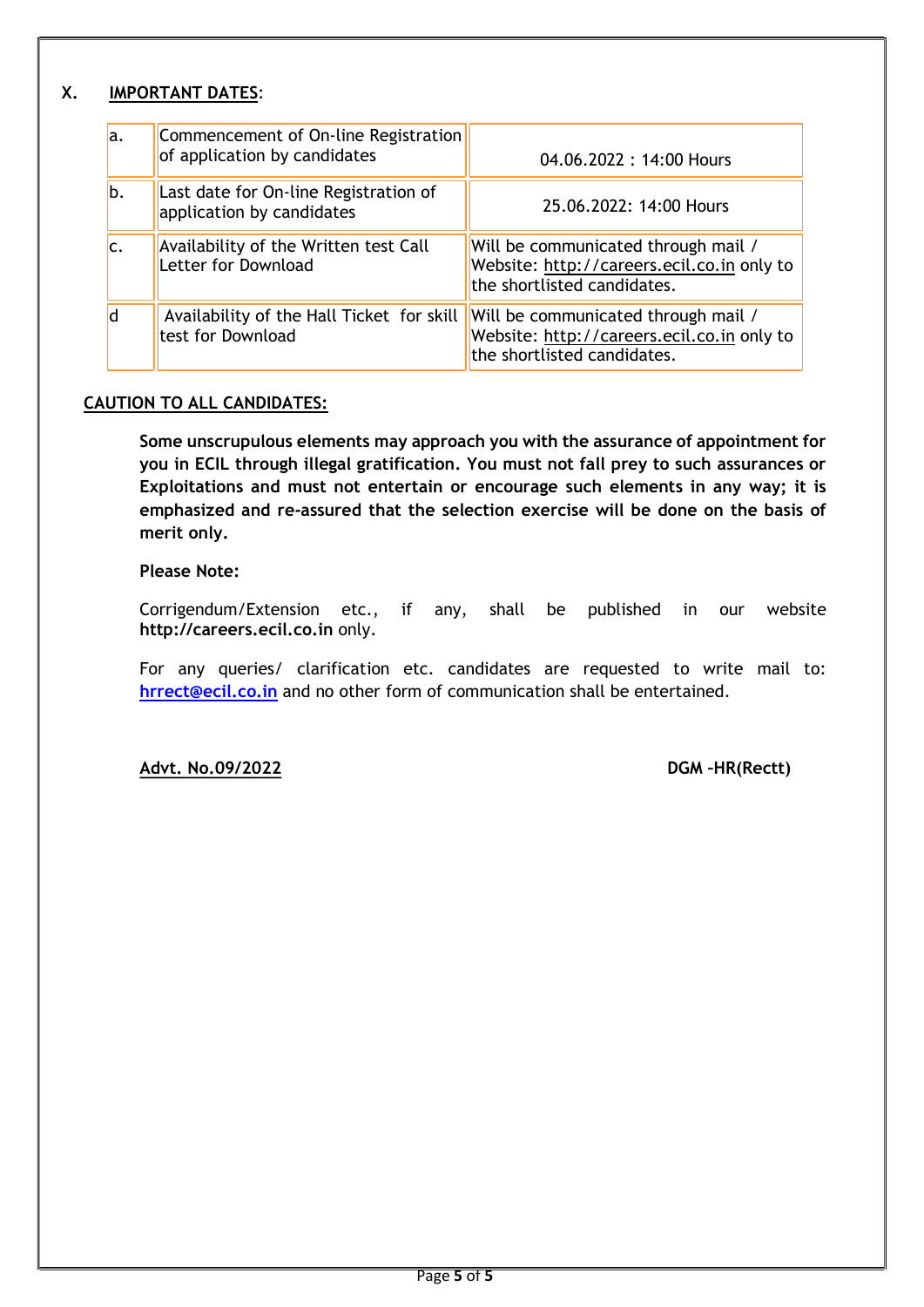## X. IMPORTANT DATES:

| | | |
|---|---|---|
| a. | Commencement of On-line Registration of application by candidates | 04.06.2022 : 14:00 Hours |
| b. | Last date for On-line Registration of application by candidates | 25.06.2022: 14:00 Hours |
| c. | Availability of the Written test Call Letter for Download | Will be communicated through mail / Website: http://careers.ecil.co.in only to the shortlisted candidates. |
| d | Availability of the Hall Ticket for skill test for Download | Will be communicated through mail / Website: http://careers.ecil.co.in only to the shortlisted candidates. |

**CAUTION TO ALL CANDIDATES:**

**Some unscrupulous elements may approach you with the assurance of appointment for you in ECIL through illegal gratification. You must not fall prey to such assurances or Exploitations and must not entertain or encourage such elements in any way; it is emphasized and re-assured that the selection exercise will be done on the basis of merit only.**

**Please Note:**

Corrigendum/Extension etc., if any, shall be published in our website **http://careers.ecil.co.in** only.

For any queries/ clarification etc. candidates are requested to write mail to: **hrrect@ecil.co.in** and no other form of communication shall be entertained.

**Advt. No.09/2022** **DGM –HR(Rectt)**